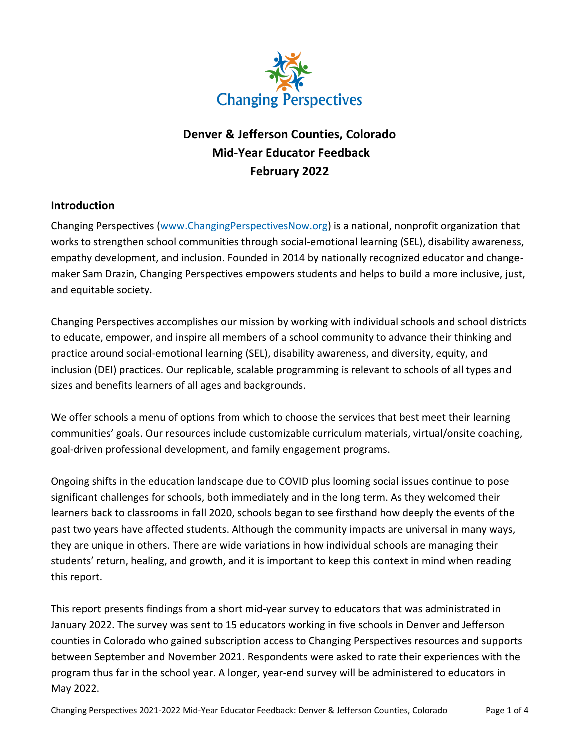Changing Perspectives

# Denver & Jefferson Counties, Colorado
# Mid-Year Educator Feedback
# February 2022

## Introduction

Changing Perspectives (www.ChangingPerspectivesNow.org) is a national, nonprofit organization that works to strengthen school communities through social-emotional learning (SEL), disability awareness, empathy development, and inclusion. Founded in 2014 by nationally recognized educator and change-maker Sam Drazin, Changing Perspectives empowers students and helps to build a more inclusive, just, and equitable society.

Changing Perspectives accomplishes our mission by working with individual schools and school districts to educate, empower, and inspire all members of a school community to advance their thinking and practice around social-emotional learning (SEL), disability awareness, and diversity, equity, and inclusion (DEI) practices. Our replicable, scalable programming is relevant to schools of all types and sizes and benefits learners of all ages and backgrounds.

We offer schools a menu of options from which to choose the services that best meet their learning communities' goals. Our resources include customizable curriculum materials, virtual/onsite coaching, goal-driven professional development, and family engagement programs.

Ongoing shifts in the education landscape due to COVID plus looming social issues continue to pose significant challenges for schools, both immediately and in the long term. As they welcomed their learners back to classrooms in fall 2020, schools began to see firsthand how deeply the events of the past two years have affected students. Although the community impacts are universal in many ways, they are unique in others. There are wide variations in how individual schools are managing their students' return, healing, and growth, and it is important to keep this context in mind when reading this report.

This report presents findings from a short mid-year survey to educators that was administrated in January 2022. The survey was sent to 15 educators working in five schools in Denver and Jefferson counties in Colorado who gained subscription access to Changing Perspectives resources and supports between September and November 2021. Respondents were asked to rate their experiences with the program thus far in the school year. A longer, year-end survey will be administered to educators in May 2022.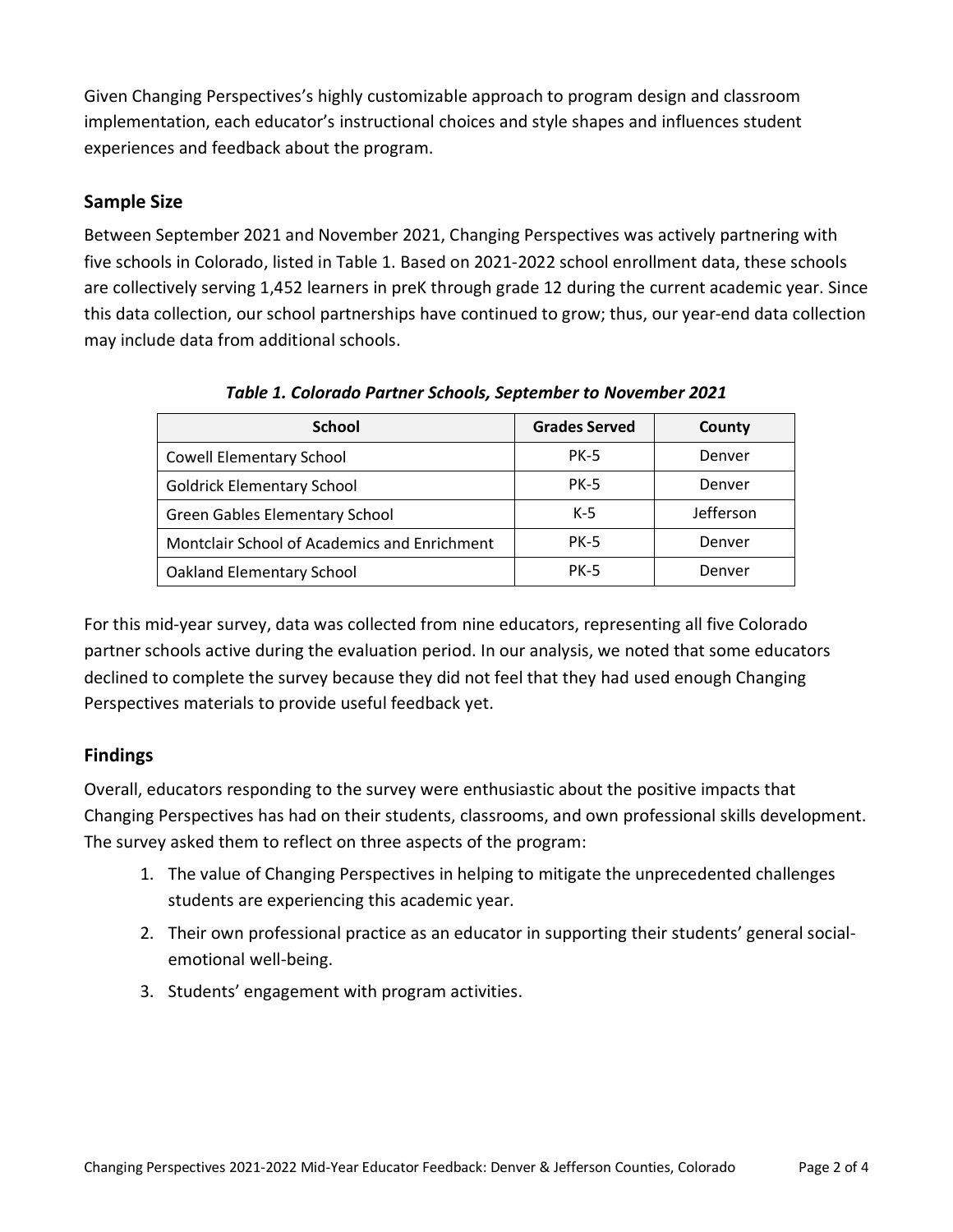Given Changing Perspectives's highly customizable approach to program design and classroom implementation, each educator's instructional choices and style shapes and influences student experiences and feedback about the program.

## Sample Size

Between September 2021 and November 2021, Changing Perspectives was actively partnering with five schools in Colorado, listed in Table 1. Based on 2021-2022 school enrollment data, these schools are collectively serving 1,452 learners in preK through grade 12 during the current academic year. Since this data collection, our school partnerships have continued to grow; thus, our year-end data collection may include data from additional schools.

*Table 1. Colorado Partner Schools, September to November 2021*

| School | Grades Served | County |
| --- | --- | --- |
| Cowell Elementary School | PK-5 | Denver |
| Goldrick Elementary School | PK-5 | Denver |
| Green Gables Elementary School | K-5 | Jefferson |
| Montclair School of Academics and Enrichment | PK-5 | Denver |
| Oakland Elementary School | PK-5 | Denver |

For this mid-year survey, data was collected from nine educators, representing all five Colorado partner schools active during the evaluation period. In our analysis, we noted that some educators declined to complete the survey because they did not feel that they had used enough Changing Perspectives materials to provide useful feedback yet.

## Findings

Overall, educators responding to the survey were enthusiastic about the positive impacts that Changing Perspectives has had on their students, classrooms, and own professional skills development. The survey asked them to reflect on three aspects of the program:

1. The value of Changing Perspectives in helping to mitigate the unprecedented challenges students are experiencing this academic year.
2. Their own professional practice as an educator in supporting their students' general social-emotional well-being.
3. Students' engagement with program activities.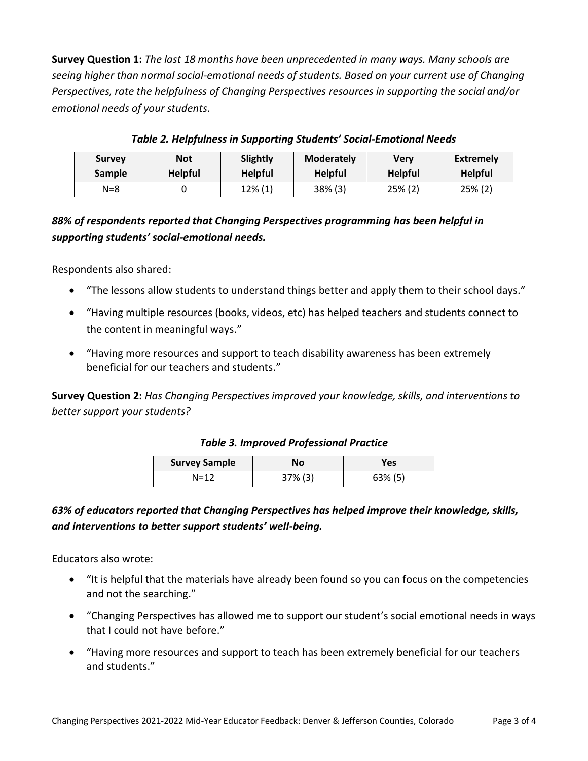**Survey Question 1:** *The last 18 months have been unprecedented in many ways. Many schools are seeing higher than normal social-emotional needs of students. Based on your current use of Changing Perspectives, rate the helpfulness of Changing Perspectives resources in supporting the social and/or emotional needs of your students.*

***Table 2. Helpfulness in Supporting Students' Social-Emotional Needs***

| Survey Sample | Not Helpful | Slightly Helpful | Moderately Helpful | Very Helpful | Extremely Helpful |
|---|---|---|---|---|---|
| N=8 | 0 | 12% (1) | 38% (3) | 25% (2) | 25% (2) |

***88% of respondents reported that Changing Perspectives programming has been helpful in supporting students' social-emotional needs.***

Respondents also shared:

- "The lessons allow students to understand things better and apply them to their school days."
- "Having multiple resources (books, videos, etc) has helped teachers and students connect to the content in meaningful ways."
- "Having more resources and support to teach disability awareness has been extremely beneficial for our teachers and students."

**Survey Question 2:** *Has Changing Perspectives improved your knowledge, skills, and interventions to better support your students?*

***Table 3. Improved Professional Practice***

| Survey Sample | No | Yes |
|---|---|---|
| N=12 | 37% (3) | 63% (5) |

***63% of educators reported that Changing Perspectives has helped improve their knowledge, skills, and interventions to better support students' well-being.***

Educators also wrote:

- "It is helpful that the materials have already been found so you can focus on the competencies and not the searching."
- "Changing Perspectives has allowed me to support our student's social emotional needs in ways that I could not have before."
- "Having more resources and support to teach has been extremely beneficial for our teachers and students."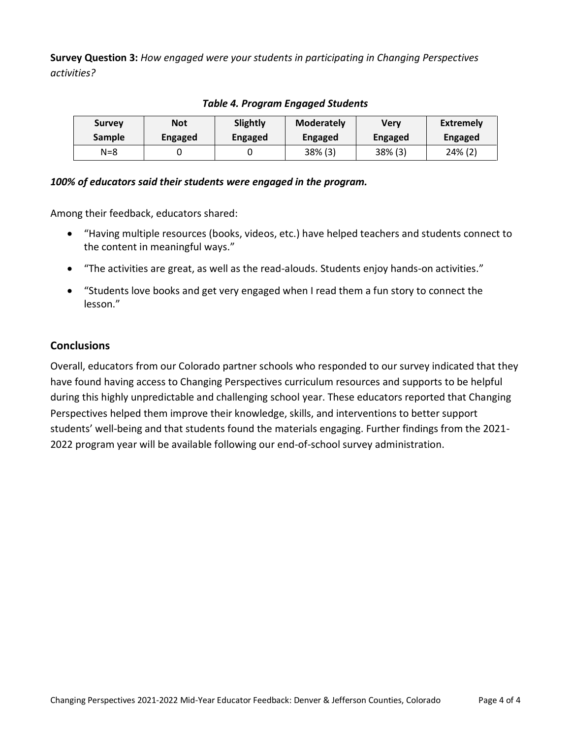**Survey Question 3:** *How engaged were your students in participating in Changing Perspectives activities?*

***Table 4. Program Engaged Students***

| Survey Sample | Not Engaged | Slightly Engaged | Moderately Engaged | Very Engaged | Extremely Engaged |
|---|---|---|---|---|---|
| N=8 | 0 | 0 | 38% (3) | 38% (3) | 24% (2) |

***100% of educators said their students were engaged in the program.***

Among their feedback, educators shared:

- "Having multiple resources (books, videos, etc.) have helped teachers and students connect to the content in meaningful ways."
- "The activities are great, as well as the read-alouds. Students enjoy hands-on activities."
- "Students love books and get very engaged when I read them a fun story to connect the lesson."

## Conclusions

Overall, educators from our Colorado partner schools who responded to our survey indicated that they have found having access to Changing Perspectives curriculum resources and supports to be helpful during this highly unpredictable and challenging school year. These educators reported that Changing Perspectives helped them improve their knowledge, skills, and interventions to better support students' well-being and that students found the materials engaging. Further findings from the 2021-2022 program year will be available following our end-of-school survey administration.